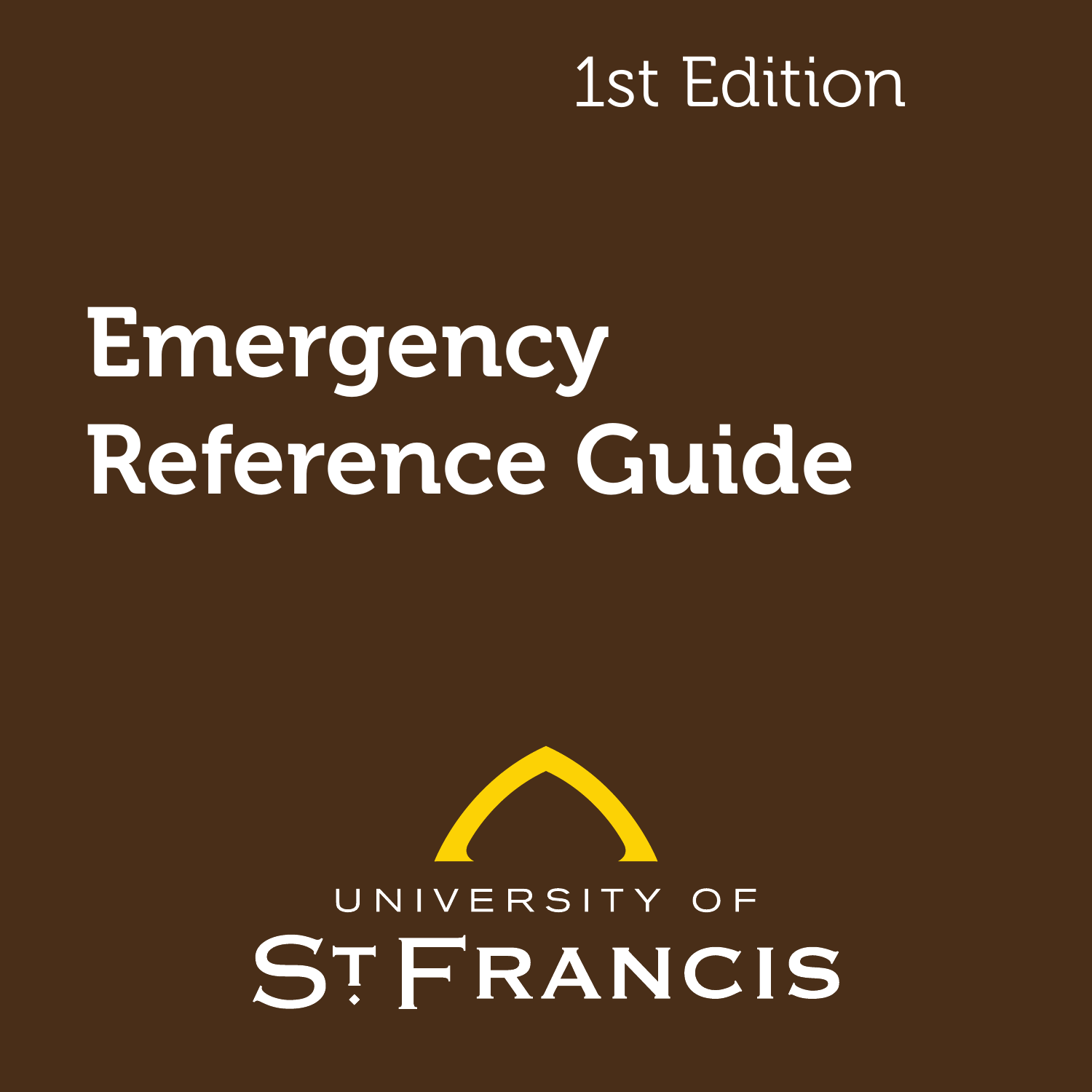1st Edition

# Emergency Reference Guide

UNIVERSITY OF

ST. FRANCIS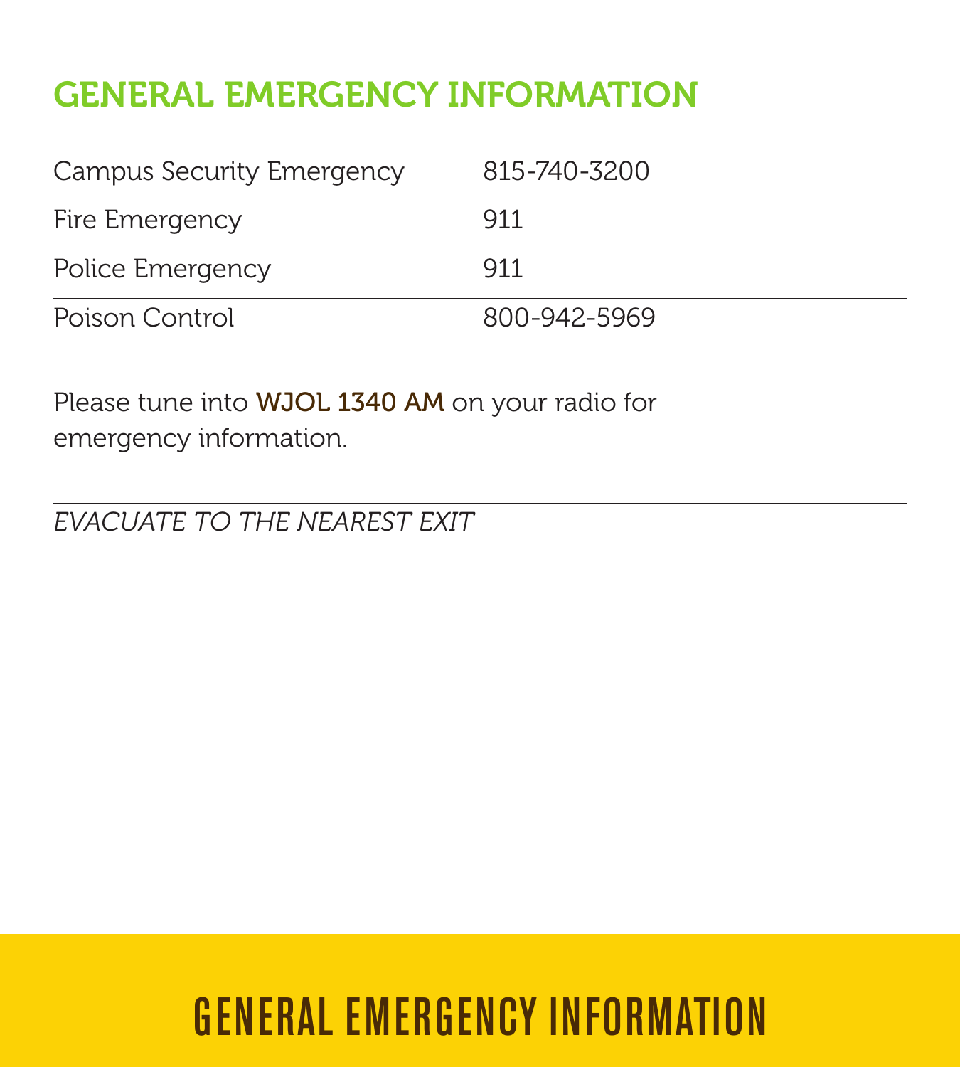# GENERAL EMERGENCY INFORMATION

| | |
|---|---|
| Campus Security Emergency | 815-740-3200 |
| Fire Emergency | 911 |
| Police Emergency | 911 |
| Poison Control | 800-942-5969 |

Please tune into **WJOL 1340 AM** on your radio for emergency information.

*EVACUATE TO THE NEAREST EXIT*

## GENERAL EMERGENCY INFORMATION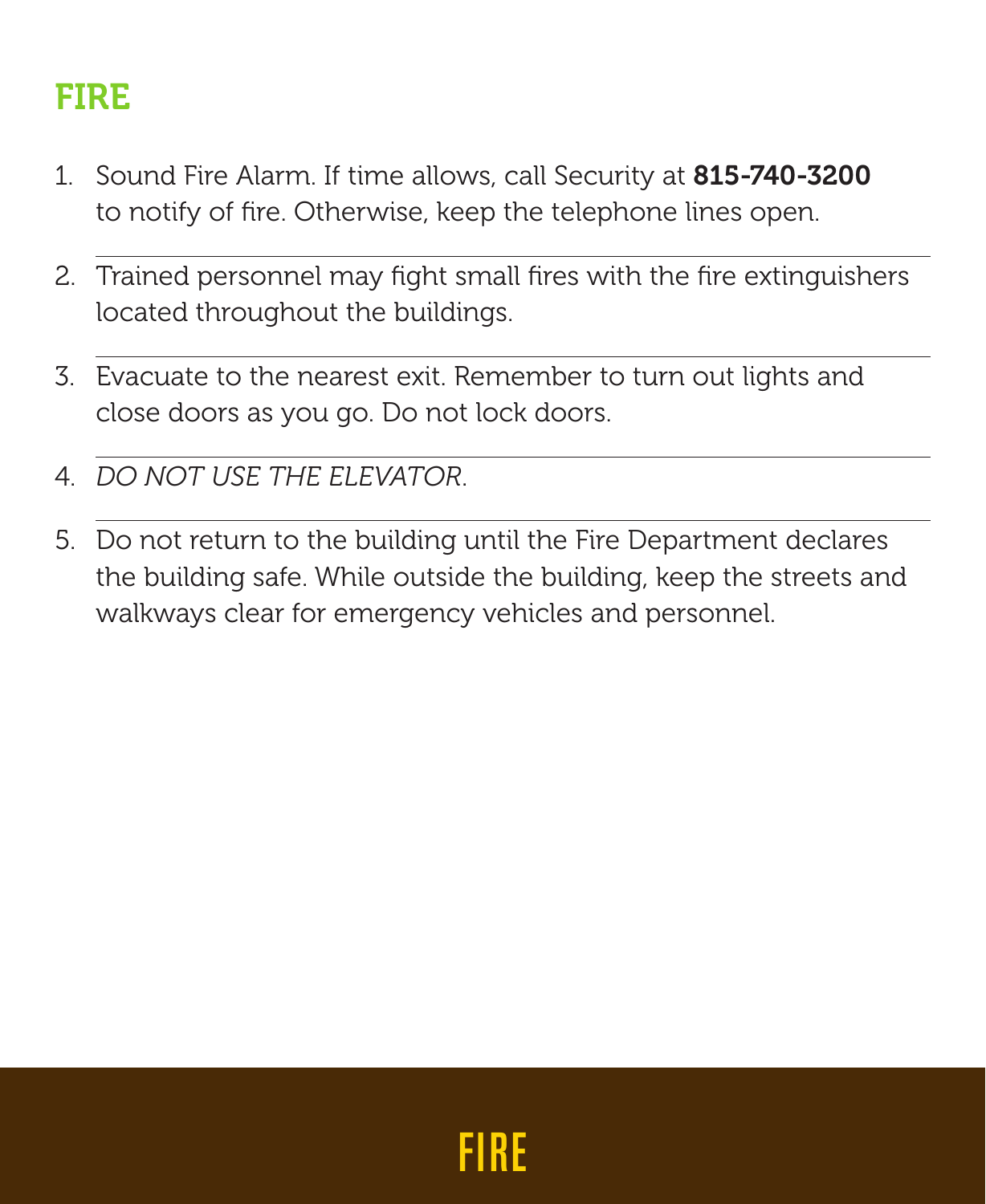# FIRE

1. Sound Fire Alarm. If time allows, call Security at **815-740-3200** to notify of fire. Otherwise, keep the telephone lines open.

2. Trained personnel may fight small fires with the fire extinguishers located throughout the buildings.

3. Evacuate to the nearest exit. Remember to turn out lights and close doors as you go. Do not lock doors.

4. *DO NOT USE THE ELEVATOR*.

5. Do not return to the building until the Fire Department declares the building safe. While outside the building, keep the streets and walkways clear for emergency vehicles and personnel.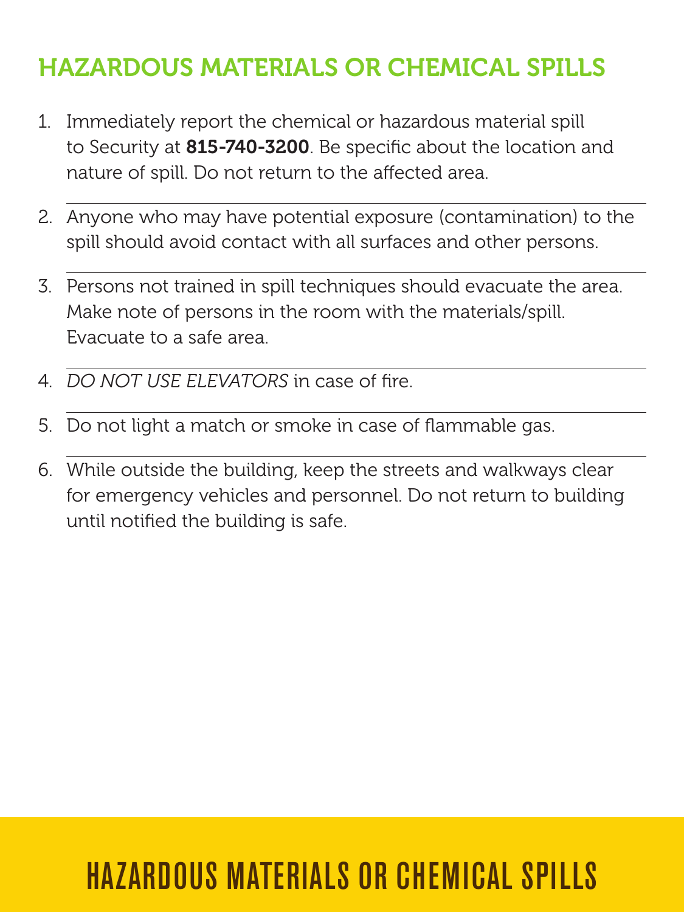# HAZARDOUS MATERIALS OR CHEMICAL SPILLS

1. Immediately report the chemical or hazardous material spill to Security at **815-740-3200**. Be specific about the location and nature of spill. Do not return to the affected area.
2. Anyone who may have potential exposure (contamination) to the spill should avoid contact with all surfaces and other persons.
3. Persons not trained in spill techniques should evacuate the area. Make note of persons in the room with the materials/spill. Evacuate to a safe area.
4. *DO NOT USE ELEVATORS* in case of fire.
5. Do not light a match or smoke in case of flammable gas.
6. While outside the building, keep the streets and walkways clear for emergency vehicles and personnel. Do not return to building until notified the building is safe.

HAZARDOUS MATERIALS OR CHEMICAL SPILLS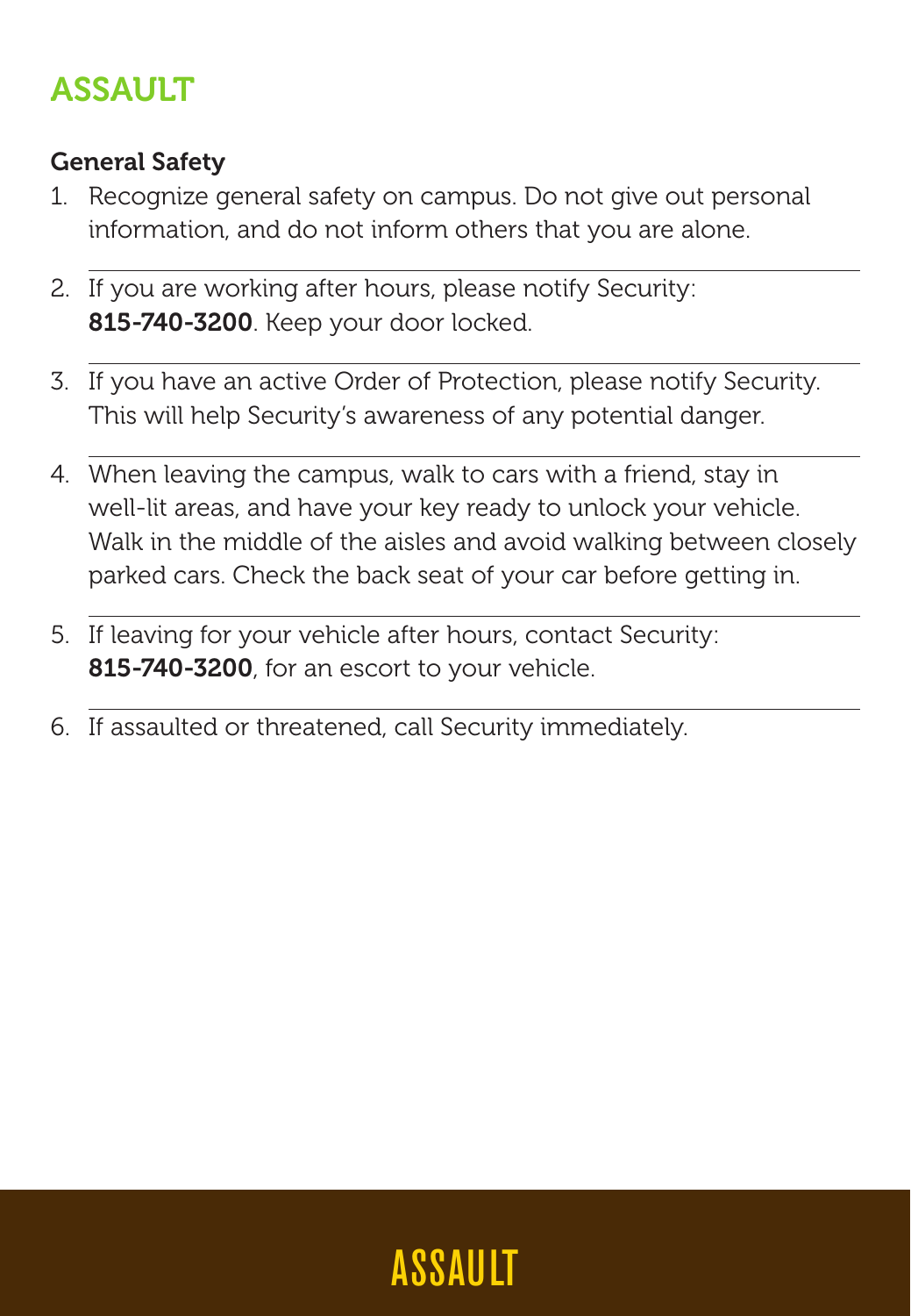# ASSAULT

### General Safety

1. Recognize general safety on campus. Do not give out personal information, and do not inform others that you are alone.
2. If you are working after hours, please notify Security: **815-740-3200**. Keep your door locked.
3. If you have an active Order of Protection, please notify Security. This will help Security's awareness of any potential danger.
4. When leaving the campus, walk to cars with a friend, stay in well-lit areas, and have your key ready to unlock your vehicle. Walk in the middle of the aisles and avoid walking between closely parked cars. Check the back seat of your car before getting in.
5. If leaving for your vehicle after hours, contact Security: **815-740-3200**, for an escort to your vehicle.
6. If assaulted or threatened, call Security immediately.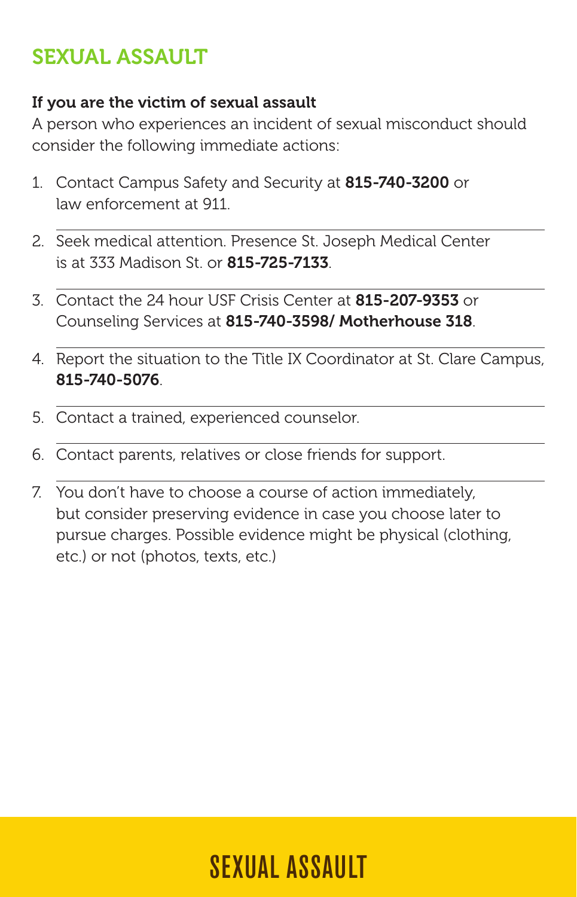# SEXUAL ASSAULT

**If you are the victim of sexual assault**

A person who experiences an incident of sexual misconduct should consider the following immediate actions:

1. Contact Campus Safety and Security at **815-740-3200** or law enforcement at 911.
2. Seek medical attention. Presence St. Joseph Medical Center is at 333 Madison St. or **815-725-7133**.
3. Contact the 24 hour USF Crisis Center at **815-207-9353** or Counseling Services at **815-740-3598/ Motherhouse 318**.
4. Report the situation to the Title IX Coordinator at St. Clare Campus, **815-740-5076**.
5. Contact a trained, experienced counselor.
6. Contact parents, relatives or close friends for support.
7. You don't have to choose a course of action immediately, but consider preserving evidence in case you choose later to pursue charges. Possible evidence might be physical (clothing, etc.) or not (photos, texts, etc.)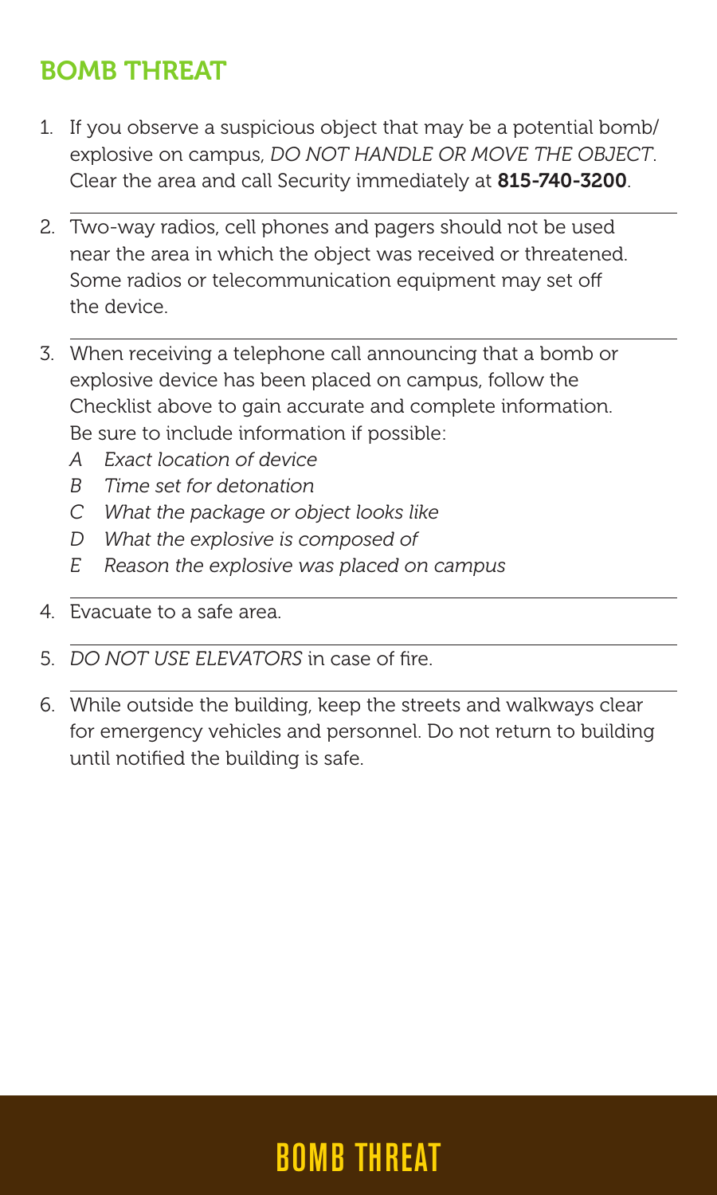## BOMB THREAT

1. If you observe a suspicious object that may be a potential bomb/explosive on campus, *DO NOT HANDLE OR MOVE THE OBJECT*. Clear the area and call Security immediately at **815-740-3200**.

2. Two-way radios, cell phones and pagers should not be used near the area in which the object was received or threatened. Some radios or telecommunication equipment may set off the device.

3. When receiving a telephone call announcing that a bomb or explosive device has been placed on campus, follow the Checklist above to gain accurate and complete information. Be sure to include information if possible:
   - *A Exact location of device*
   - *B Time set for detonation*
   - *C What the package or object looks like*
   - *D What the explosive is composed of*
   - *E Reason the explosive was placed on campus*

4. Evacuate to a safe area.

5. *DO NOT USE ELEVATORS* in case of fire.

6. While outside the building, keep the streets and walkways clear for emergency vehicles and personnel. Do not return to building until notified the building is safe.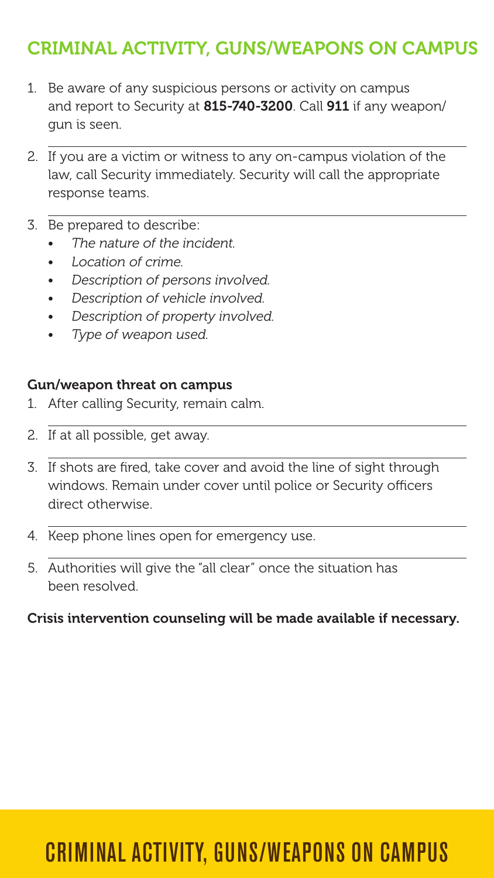## CRIMINAL ACTIVITY, GUNS/WEAPONS ON CAMPUS

1. Be aware of any suspicious persons or activity on campus and report to Security at **815-740-3200**. Call **911** if any weapon/gun is seen.
2. If you are a victim or witness to any on-campus violation of the law, call Security immediately. Security will call the appropriate response teams.
3. Be prepared to describe:
   - *The nature of the incident.*
   - *Location of crime.*
   - *Description of persons involved.*
   - *Description of vehicle involved.*
   - *Description of property involved.*
   - *Type of weapon used.*

### Gun/weapon threat on campus

1. After calling Security, remain calm.
2. If at all possible, get away.
3. If shots are fired, take cover and avoid the line of sight through windows. Remain under cover until police or Security officers direct otherwise.
4. Keep phone lines open for emergency use.
5. Authorities will give the "all clear" once the situation has been resolved.

**Crisis intervention counseling will be made available if necessary.**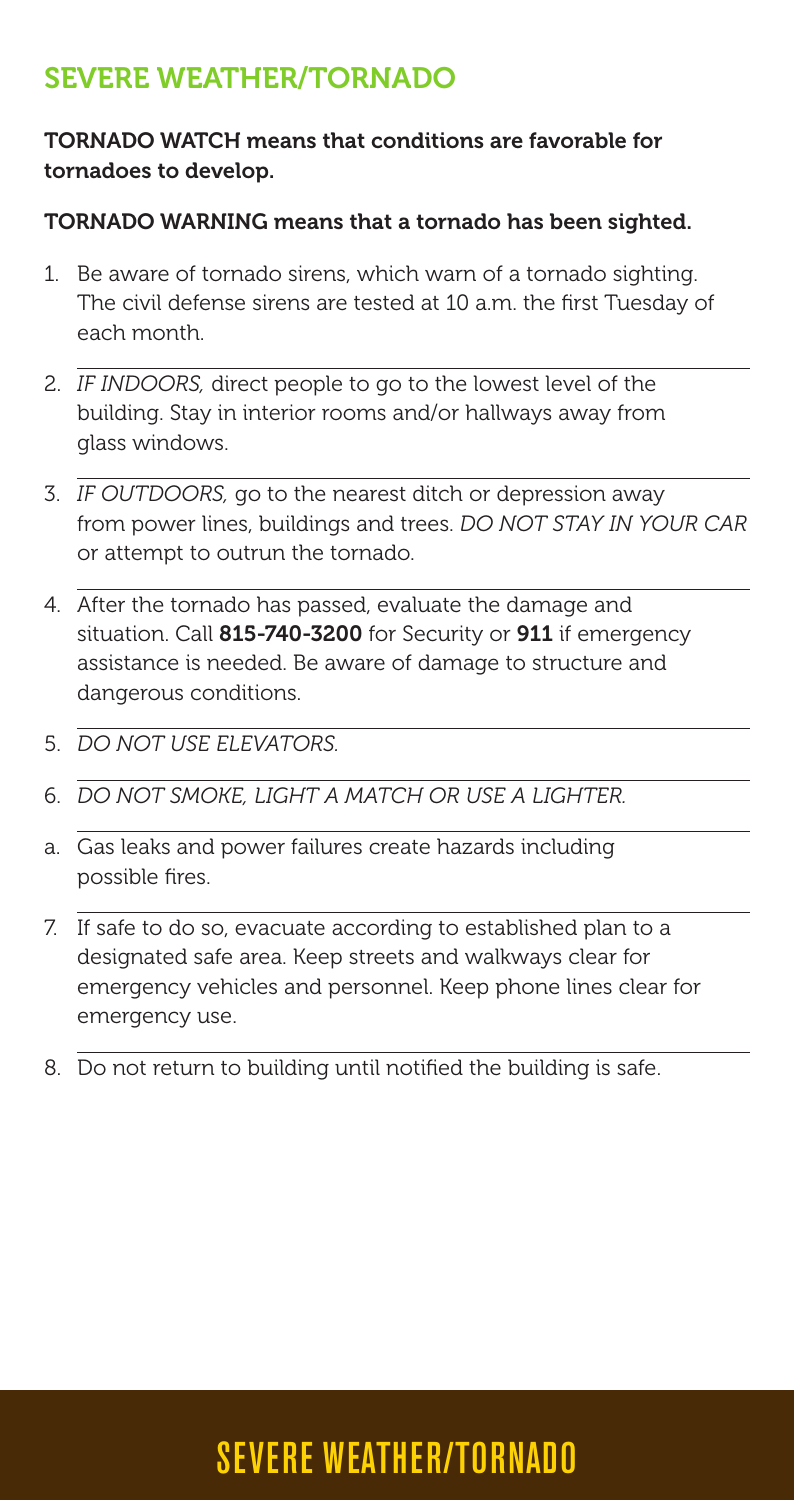## SEVERE WEATHER/TORNADO

**TORNADO WATCH means that conditions are favorable for tornadoes to develop.**

**TORNADO WARNING means that a tornado has been sighted.**

1. Be aware of tornado sirens, which warn of a tornado sighting. The civil defense sirens are tested at 10 a.m. the first Tuesday of each month.
2. *IF INDOORS,* direct people to go to the lowest level of the building. Stay in interior rooms and/or hallways away from glass windows.
3. *IF OUTDOORS,* go to the nearest ditch or depression away from power lines, buildings and trees. *DO NOT STAY IN YOUR CAR* or attempt to outrun the tornado.
4. After the tornado has passed, evaluate the damage and situation. Call **815-740-3200** for Security or **911** if emergency assistance is needed. Be aware of damage to structure and dangerous conditions.
5. *DO NOT USE ELEVATORS.*
6. *DO NOT SMOKE, LIGHT A MATCH OR USE A LIGHTER.*

   a. Gas leaks and power failures create hazards including possible fires.

7. If safe to do so, evacuate according to established plan to a designated safe area. Keep streets and walkways clear for emergency vehicles and personnel. Keep phone lines clear for emergency use.
8. Do not return to building until notified the building is safe.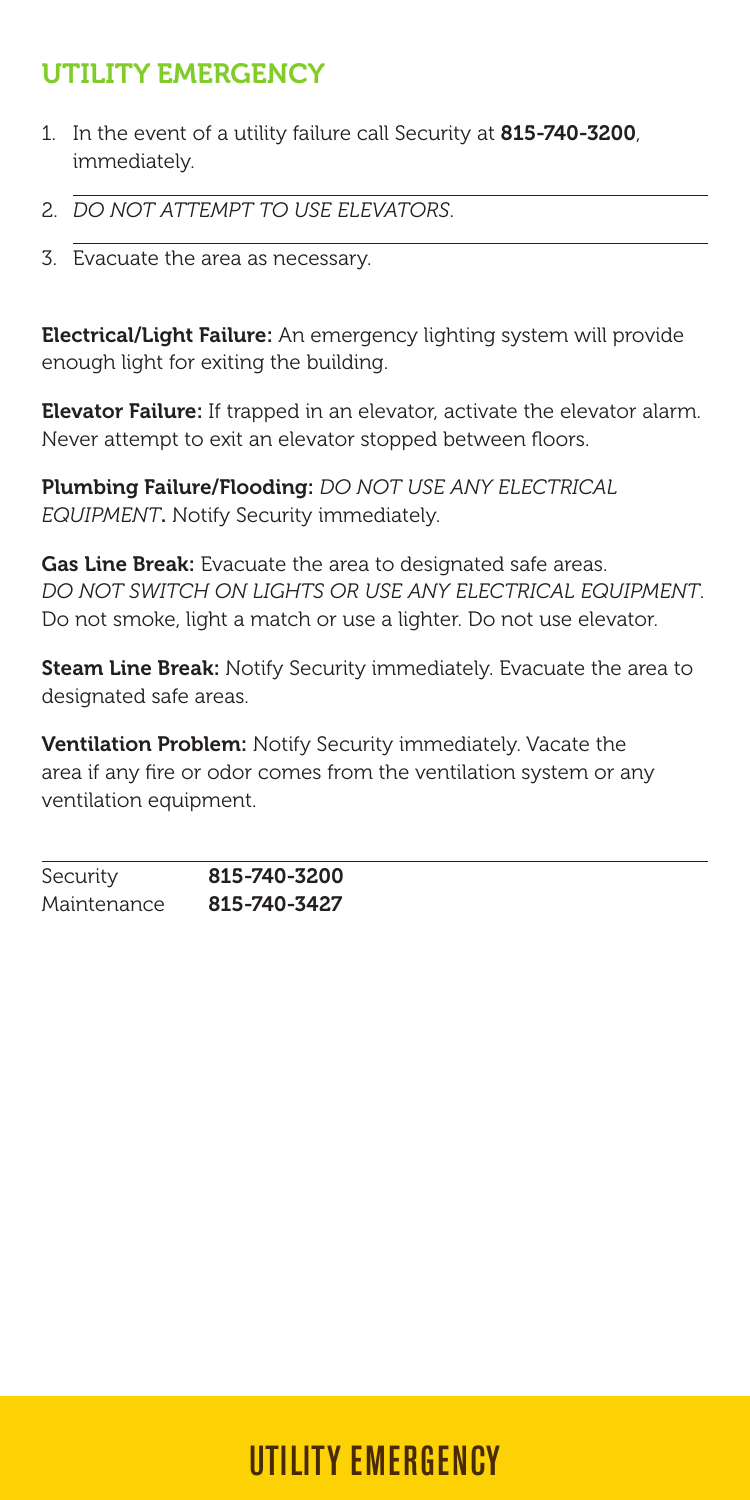## UTILITY EMERGENCY

1. In the event of a utility failure call Security at **815-740-3200**, immediately.
2. *DO NOT ATTEMPT TO USE ELEVATORS*.
3. Evacuate the area as necessary.

**Electrical/Light Failure:** An emergency lighting system will provide enough light for exiting the building.

**Elevator Failure:** If trapped in an elevator, activate the elevator alarm. Never attempt to exit an elevator stopped between floors.

**Plumbing Failure/Flooding:** *DO NOT USE ANY ELECTRICAL EQUIPMENT*. Notify Security immediately.

**Gas Line Break:** Evacuate the area to designated safe areas. *DO NOT SWITCH ON LIGHTS OR USE ANY ELECTRICAL EQUIPMENT*. Do not smoke, light a match or use a lighter. Do not use elevator.

**Steam Line Break:** Notify Security immediately. Evacuate the area to designated safe areas.

**Ventilation Problem:** Notify Security immediately. Vacate the area if any fire or odor comes from the ventilation system or any ventilation equipment.

| | |
|---|---|
| Security | **815-740-3200** |
| Maintenance | **815-740-3427** |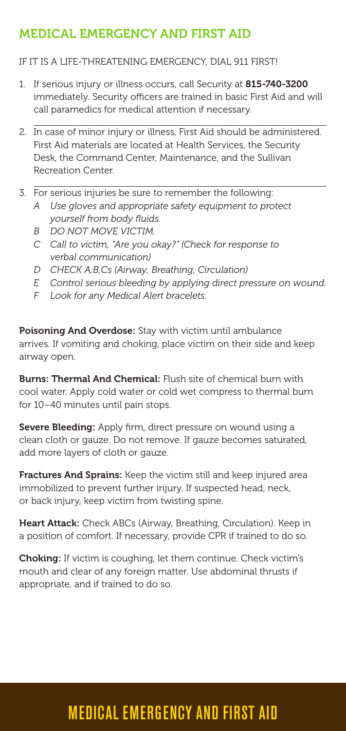## MEDICAL EMERGENCY AND FIRST AID

IF IT IS A LIFE-THREATENING EMERGENCY, DIAL 911 FIRST!

1. If serious injury or illness occurs, call Security at **815-740-3200** immediately. Security officers are trained in basic First Aid and will call paramedics for medical attention if necessary.

2. In case of minor injury or illness, First Aid should be administered. First Aid materials are located at Health Services, the Security Desk, the Command Center, Maintenance, and the Sullivan Recreation Center.

3. For serious injuries be sure to remember the following:
   - *A Use gloves and appropriate safety equipment to protect yourself from body fluids.*
   - *B DO NOT MOVE VICTIM.*
   - *C Call to victim, "Are you okay?" (Check for response to verbal communication)*
   - *D CHECK A,B,Cs (Airway, Breathing, Circulation)*
   - *E Control serious bleeding by applying direct pressure on wound.*
   - *F Look for any Medical Alert bracelets.*

**Poisoning And Overdose:** Stay with victim until ambulance arrives. If vomiting and choking, place victim on their side and keep airway open.

**Burns: Thermal And Chemical:** Flush site of chemical burn with cool water. Apply cold water or cold wet compress to thermal burn for 10–40 minutes until pain stops.

**Severe Bleeding:** Apply firm, direct pressure on wound using a clean cloth or gauze. Do not remove. If gauze becomes saturated, add more layers of cloth or gauze.

**Fractures And Sprains:** Keep the victim still and keep injured area immobilized to prevent further injury. If suspected head, neck, or back injury, keep victim from twisting spine.

**Heart Attack:** Check ABCs (Airway, Breathing, Circulation). Keep in a position of comfort. If necessary, provide CPR if trained to do so.

**Choking:** If victim is coughing, let them continue. Check victim's mouth and clear of any foreign matter. Use abdominal thrusts if appropriate, and if trained to do so.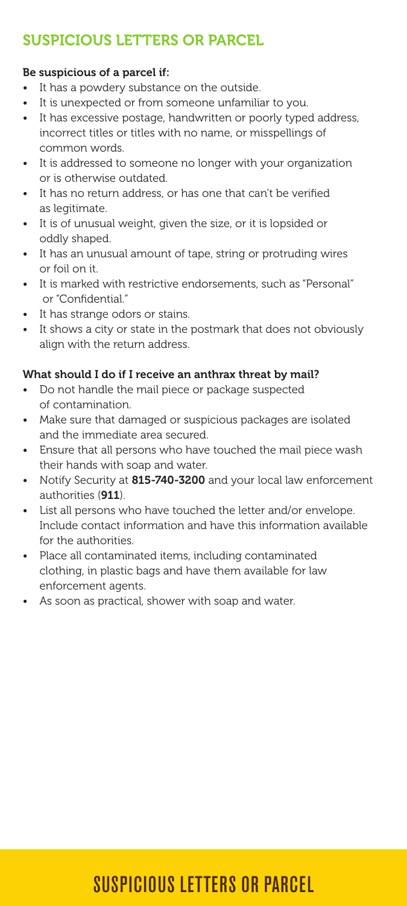## SUSPICIOUS LETTERS OR PARCEL

**Be suspicious of a parcel if:**

- It has a powdery substance on the outside.
- It is unexpected or from someone unfamiliar to you.
- It has excessive postage, handwritten or poorly typed address, incorrect titles or titles with no name, or misspellings of common words.
- It is addressed to someone no longer with your organization or is otherwise outdated.
- It has no return address, or has one that can't be verified as legitimate.
- It is of unusual weight, given the size, or it is lopsided or oddly shaped.
- It has an unusual amount of tape, string or protruding wires or foil on it.
- It is marked with restrictive endorsements, such as "Personal" or "Confidential."
- It has strange odors or stains.
- It shows a city or state in the postmark that does not obviously align with the return address.

**What should I do if I receive an anthrax threat by mail?**

- Do not handle the mail piece or package suspected of contamination.
- Make sure that damaged or suspicious packages are isolated and the immediate area secured.
- Ensure that all persons who have touched the mail piece wash their hands with soap and water.
- Notify Security at **815-740-3200** and your local law enforcement authorities (**911**).
- List all persons who have touched the letter and/or envelope. Include contact information and have this information available for the authorities.
- Place all contaminated items, including contaminated clothing, in plastic bags and have them available for law enforcement agents.
- As soon as practical, shower with soap and water.